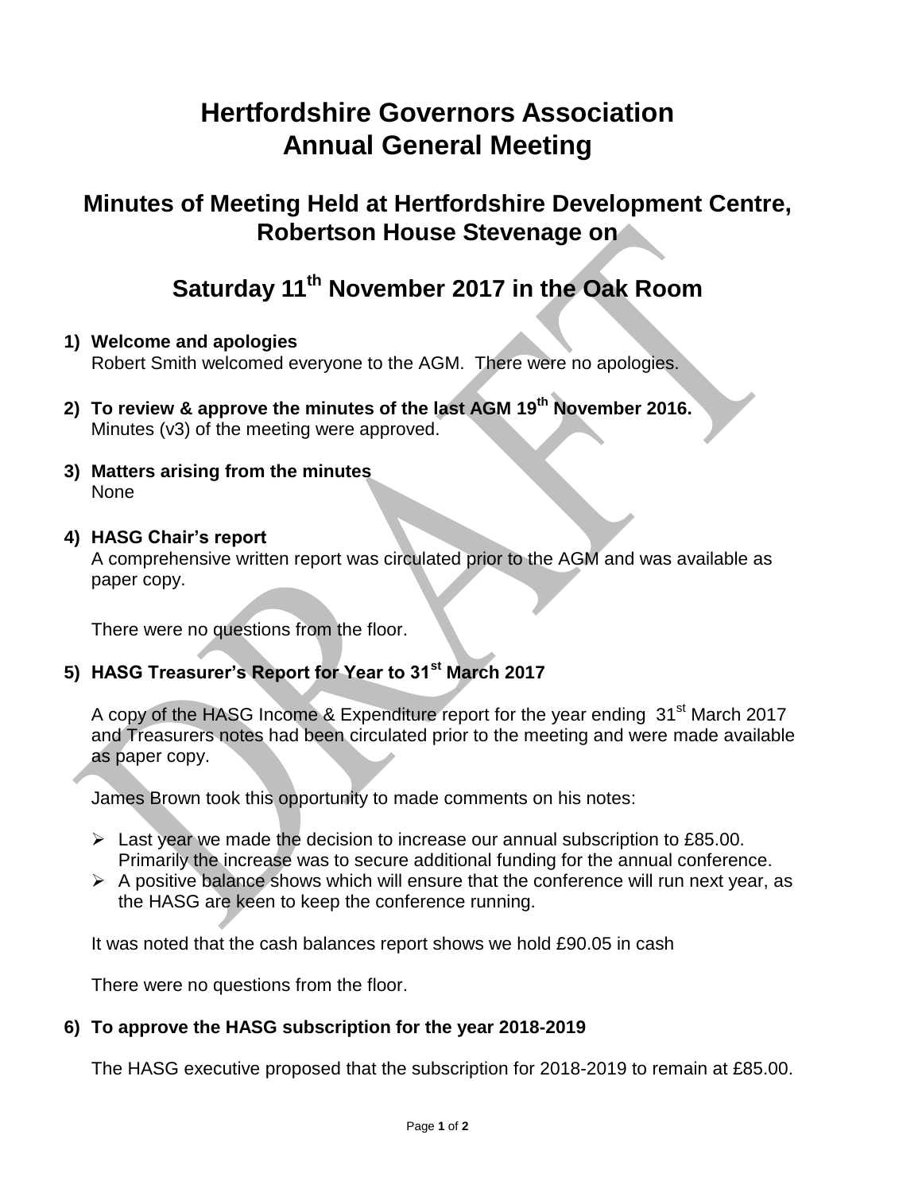# Hertfordshire Governors Association
# Annual General Meeting

## Minutes of Meeting Held at Hertfordshire Development Centre, Robertson House Stevenage on

## Saturday 11th November 2017 in the Oak Room

1) **Welcome and apologies**
   Robert Smith welcomed everyone to the AGM. There were no apologies.

2) **To review & approve the minutes of the last AGM 19th November 2016.**
   Minutes (v3) of the meeting were approved.

3) **Matters arising from the minutes**
   None

4) **HASG Chair's report**
   A comprehensive written report was circulated prior to the AGM and was available as paper copy.

   There were no questions from the floor.

5) **HASG Treasurer's Report for Year to 31st March 2017**

   A copy of the HASG Income & Expenditure report for the year ending 31st March 2017 and Treasurers notes had been circulated prior to the meeting and were made available as paper copy.

   James Brown took this opportunity to made comments on his notes:

   - Last year we made the decision to increase our annual subscription to £85.00. Primarily the increase was to secure additional funding for the annual conference.
   - A positive balance shows which will ensure that the conference will run next year, as the HASG are keen to keep the conference running.

   It was noted that the cash balances report shows we hold £90.05 in cash

   There were no questions from the floor.

6) **To approve the HASG subscription for the year 2018-2019**

   The HASG executive proposed that the subscription for 2018-2019 to remain at £85.00.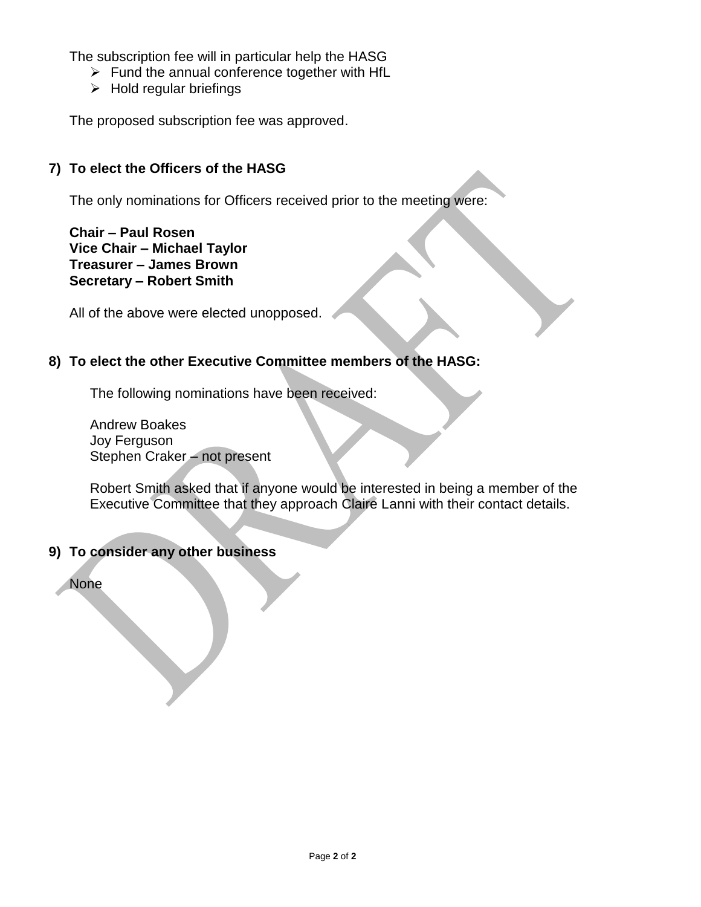The subscription fee will in particular help the HASG

- Fund the annual conference together with HfL
- Hold regular briefings

The proposed subscription fee was approved.

## 7) To elect the Officers of the HASG

The only nominations for Officers received prior to the meeting were:

**Chair – Paul Rosen**
**Vice Chair – Michael Taylor**
**Treasurer – James Brown**
**Secretary – Robert Smith**

All of the above were elected unopposed.

## 8) To elect the other Executive Committee members of the HASG:

The following nominations have been received:

Andrew Boakes
Joy Ferguson
Stephen Craker – not present

Robert Smith asked that if anyone would be interested in being a member of the Executive Committee that they approach Claire Lanni with their contact details.

## 9) To consider any other business

None